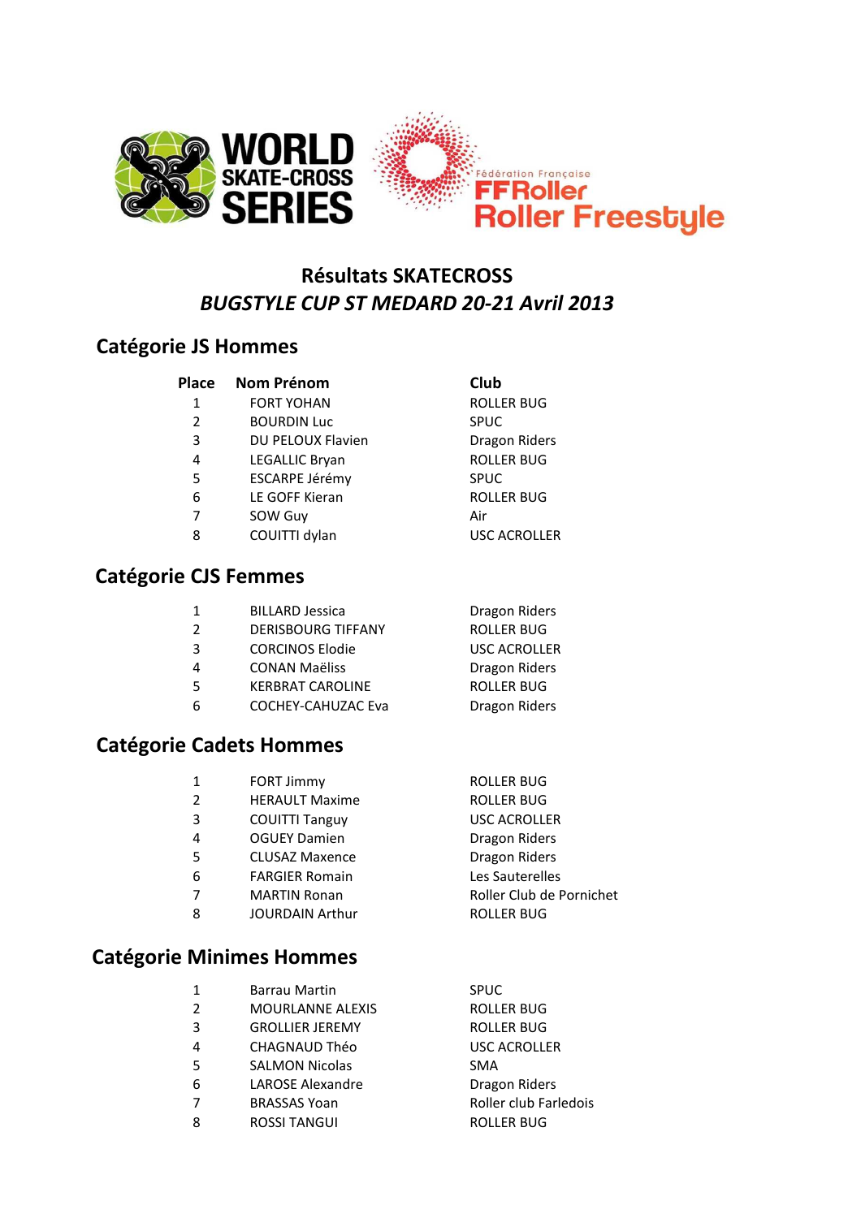WORLD SKATE-CROSS SERIES

Fédération Française FFRoller Roller Freestyle

# Résultats SKATECROSS

## *BUGSTYLE CUP ST MEDARD 20-21 Avril 2013*

## Catégorie JS Hommes

| Place | Nom Prénom | Club |
|---|---|---|
| 1 | FORT YOHAN | ROLLER BUG |
| 2 | BOURDIN Luc | SPUC |
| 3 | DU PELOUX Flavien | Dragon Riders |
| 4 | LEGALLIC Bryan | ROLLER BUG |
| 5 | ESCARPE Jérémy | SPUC |
| 6 | LE GOFF Kieran | ROLLER BUG |
| 7 | SOW Guy | Air |
| 8 | COUITTI dylan | USC ACROLLER |

## Catégorie CJS Femmes

| Place | Nom Prénom | Club |
|---|---|---|
| 1 | BILLARD Jessica | Dragon Riders |
| 2 | DERISBOURG TIFFANY | ROLLER BUG |
| 3 | CORCINOS Elodie | USC ACROLLER |
| 4 | CONAN Maëliss | Dragon Riders |
| 5 | KERBRAT CAROLINE | ROLLER BUG |
| 6 | COCHEY-CAHUZAC Eva | Dragon Riders |

## Catégorie Cadets Hommes

| Place | Nom Prénom | Club |
|---|---|---|
| 1 | FORT Jimmy | ROLLER BUG |
| 2 | HERAULT Maxime | ROLLER BUG |
| 3 | COUITTI Tanguy | USC ACROLLER |
| 4 | OGUEY Damien | Dragon Riders |
| 5 | CLUSAZ Maxence | Dragon Riders |
| 6 | FARGIER Romain | Les Sauterelles |
| 7 | MARTIN Ronan | Roller Club de Pornichet |
| 8 | JOURDAIN Arthur | ROLLER BUG |

## Catégorie Minimes Hommes

| Place | Nom Prénom | Club |
|---|---|---|
| 1 | Barrau Martin | SPUC |
| 2 | MOURLANNE ALEXIS | ROLLER BUG |
| 3 | GROLLIER JEREMY | ROLLER BUG |
| 4 | CHAGNAUD Théo | USC ACROLLER |
| 5 | SALMON Nicolas | SMA |
| 6 | LAROSE Alexandre | Dragon Riders |
| 7 | BRASSAS Yoan | Roller club Farledois |
| 8 | ROSSI TANGUI | ROLLER BUG |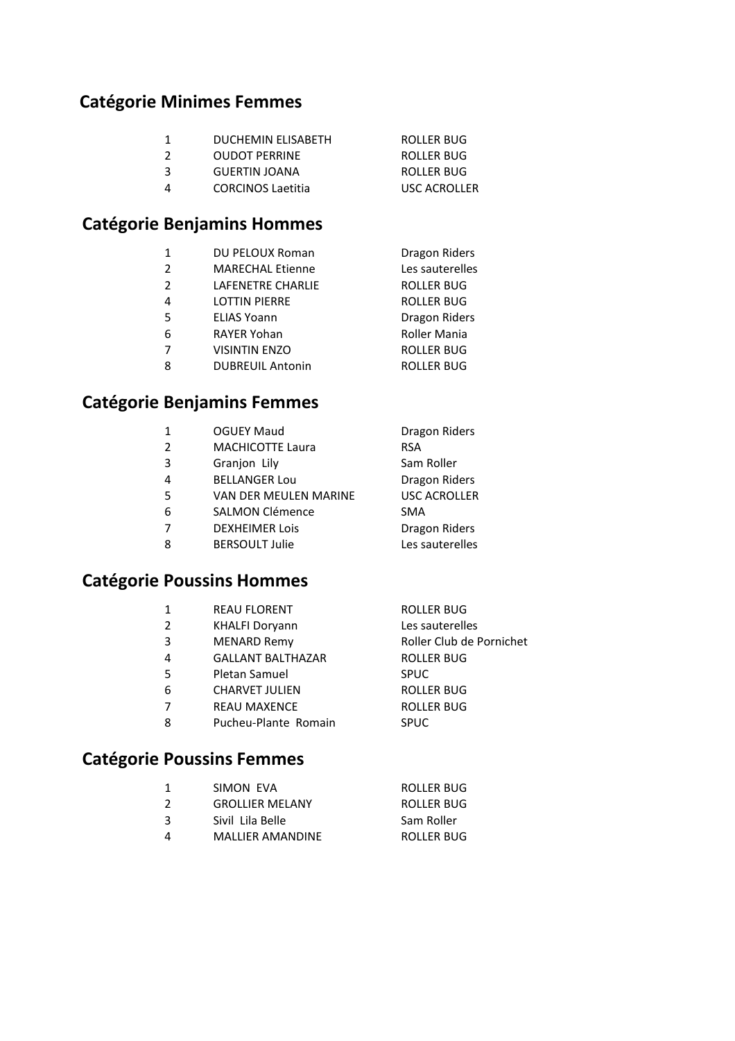## Catégorie Minimes Femmes

| | | |
|---|---|---|
| 1 | DUCHEMIN ELISABETH | ROLLER BUG |
| 2 | OUDOT PERRINE | ROLLER BUG |
| 3 | GUERTIN JOANA | ROLLER BUG |
| 4 | CORCINOS Laetitia | USC ACROLLER |

## Catégorie Benjamins Hommes

| | | |
|---|---|---|
| 1 | DU PELOUX Roman | Dragon Riders |
| 2 | MARECHAL Etienne | Les sauterelles |
| 2 | LAFENETRE CHARLIE | ROLLER BUG |
| 4 | LOTTIN PIERRE | ROLLER BUG |
| 5 | ELIAS Yoann | Dragon Riders |
| 6 | RAYER Yohan | Roller Mania |
| 7 | VISINTIN ENZO | ROLLER BUG |
| 8 | DUBREUIL Antonin | ROLLER BUG |

## Catégorie Benjamins Femmes

| | | |
|---|---|---|
| 1 | OGUEY Maud | Dragon Riders |
| 2 | MACHICOTTE Laura | RSA |
| 3 | Granjon Lily | Sam Roller |
| 4 | BELLANGER Lou | Dragon Riders |
| 5 | VAN DER MEULEN MARINE | USC ACROLLER |
| 6 | SALMON Clémence | SMA |
| 7 | DEXHEIMER Lois | Dragon Riders |
| 8 | BERSOULT Julie | Les sauterelles |

## Catégorie Poussins Hommes

| | | |
|---|---|---|
| 1 | REAU FLORENT | ROLLER BUG |
| 2 | KHALFI Doryann | Les sauterelles |
| 3 | MENARD Remy | Roller Club de Pornichet |
| 4 | GALLANT BALTHAZAR | ROLLER BUG |
| 5 | Pletan Samuel | SPUC |
| 6 | CHARVET JULIEN | ROLLER BUG |
| 7 | REAU MAXENCE | ROLLER BUG |
| 8 | Pucheu-Plante Romain | SPUC |

## Catégorie Poussins Femmes

| | | |
|---|---|---|
| 1 | SIMON EVA | ROLLER BUG |
| 2 | GROLLIER MELANY | ROLLER BUG |
| 3 | Sivil Lila Belle | Sam Roller |
| 4 | MALLIER AMANDINE | ROLLER BUG |